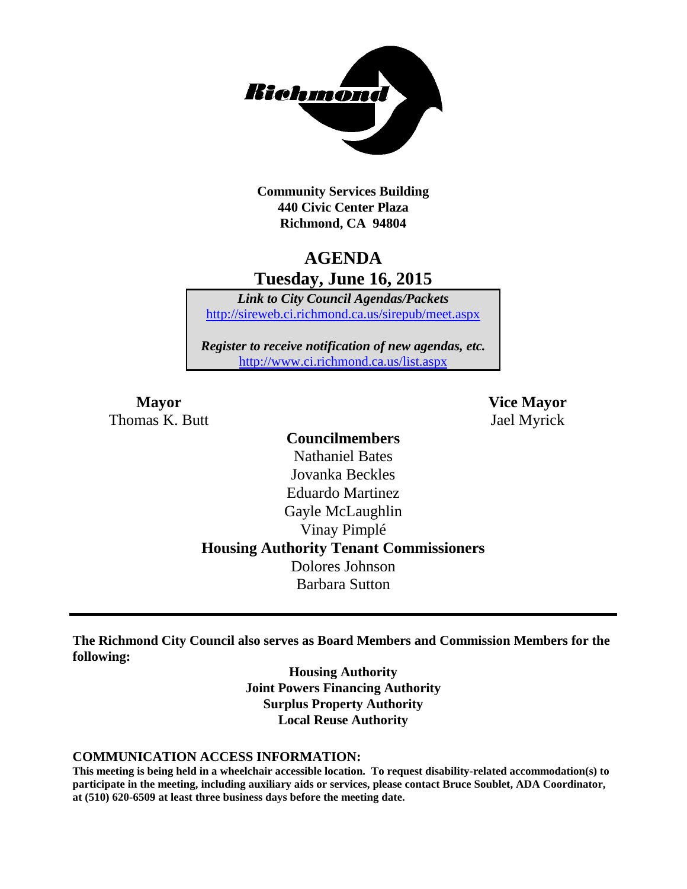**Community Services Building**
**440 Civic Center Plaza**
**Richmond, CA 94804**

# AGENDA
## Tuesday, June 16, 2015

***Link to City Council Agendas/Packets***
http://sireweb.ci.richmond.ca.us/sirepub/meet.aspx

***Register to receive notification of new agendas, etc.***
http://www.ci.richmond.ca.us/list.aspx

**Mayor**
Thomas K. Butt

**Vice Mayor**
Jael Myrick

**Councilmembers**
Nathaniel Bates
Jovanka Beckles
Eduardo Martinez
Gayle McLaughlin
Vinay Pimplé

**Housing Authority Tenant Commissioners**
Dolores Johnson
Barbara Sutton

---

**The Richmond City Council also serves as Board Members and Commission Members for the following:**

**Housing Authority**
**Joint Powers Financing Authority**
**Surplus Property Authority**
**Local Reuse Authority**

**COMMUNICATION ACCESS INFORMATION:**

**This meeting is being held in a wheelchair accessible location. To request disability-related accommodation(s) to participate in the meeting, including auxiliary aids or services, please contact Bruce Soublet, ADA Coordinator, at (510) 620-6509 at least three business days before the meeting date.**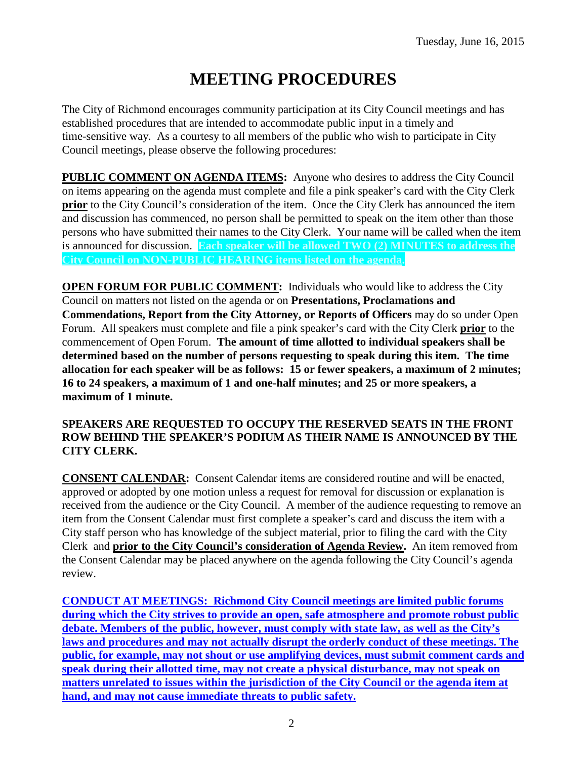Tuesday, June 16, 2015

# MEETING PROCEDURES

The City of Richmond encourages community participation at its City Council meetings and has established procedures that are intended to accommodate public input in a timely and time-sensitive way. As a courtesy to all members of the public who wish to participate in City Council meetings, please observe the following procedures:

**PUBLIC COMMENT ON AGENDA ITEMS:** Anyone who desires to address the City Council on items appearing on the agenda must complete and file a pink speaker's card with the City Clerk **prior** to the City Council's consideration of the item. Once the City Clerk has announced the item and discussion has commenced, no person shall be permitted to speak on the item other than those persons who have submitted their names to the City Clerk. Your name will be called when the item is announced for discussion. **Each speaker will be allowed TWO (2) MINUTES to address the City Council on NON-PUBLIC HEARING items listed on the agenda.**

**OPEN FORUM FOR PUBLIC COMMENT:** Individuals who would like to address the City Council on matters not listed on the agenda or on **Presentations, Proclamations and Commendations, Report from the City Attorney, or Reports of Officers** may do so under Open Forum. All speakers must complete and file a pink speaker's card with the City Clerk **prior** to the commencement of Open Forum. **The amount of time allotted to individual speakers shall be determined based on the number of persons requesting to speak during this item. The time allocation for each speaker will be as follows: 15 or fewer speakers, a maximum of 2 minutes; 16 to 24 speakers, a maximum of 1 and one-half minutes; and 25 or more speakers, a maximum of 1 minute.**

**SPEAKERS ARE REQUESTED TO OCCUPY THE RESERVED SEATS IN THE FRONT ROW BEHIND THE SPEAKER'S PODIUM AS THEIR NAME IS ANNOUNCED BY THE CITY CLERK.**

**CONSENT CALENDAR:** Consent Calendar items are considered routine and will be enacted, approved or adopted by one motion unless a request for removal for discussion or explanation is received from the audience or the City Council. A member of the audience requesting to remove an item from the Consent Calendar must first complete a speaker's card and discuss the item with a City staff person who has knowledge of the subject material, prior to filing the card with the City Clerk and **prior to the City Council's consideration of Agenda Review.** An item removed from the Consent Calendar may be placed anywhere on the agenda following the City Council's agenda review.

**CONDUCT AT MEETINGS: Richmond City Council meetings are limited public forums during which the City strives to provide an open, safe atmosphere and promote robust public debate. Members of the public, however, must comply with state law, as well as the City's laws and procedures and may not actually disrupt the orderly conduct of these meetings. The public, for example, may not shout or use amplifying devices, must submit comment cards and speak during their allotted time, may not create a physical disturbance, may not speak on matters unrelated to issues within the jurisdiction of the City Council or the agenda item at hand, and may not cause immediate threats to public safety.**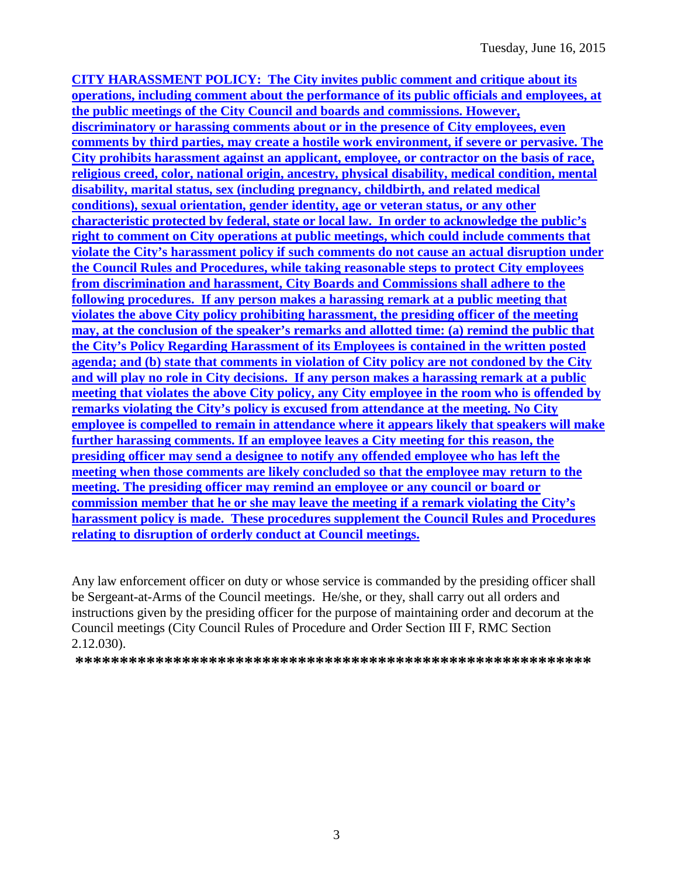**CITY HARASSMENT POLICY: The City invites public comment and critique about its operations, including comment about the performance of its public officials and employees, at the public meetings of the City Council and boards and commissions. However, discriminatory or harassing comments about or in the presence of City employees, even comments by third parties, may create a hostile work environment, if severe or pervasive. The City prohibits harassment against an applicant, employee, or contractor on the basis of race, religious creed, color, national origin, ancestry, physical disability, medical condition, mental disability, marital status, sex (including pregnancy, childbirth, and related medical conditions), sexual orientation, gender identity, age or veteran status, or any other characteristic protected by federal, state or local law. In order to acknowledge the public's right to comment on City operations at public meetings, which could include comments that violate the City's harassment policy if such comments do not cause an actual disruption under the Council Rules and Procedures, while taking reasonable steps to protect City employees from discrimination and harassment, City Boards and Commissions shall adhere to the following procedures. If any person makes a harassing remark at a public meeting that violates the above City policy prohibiting harassment, the presiding officer of the meeting may, at the conclusion of the speaker's remarks and allotted time: (a) remind the public that the City's Policy Regarding Harassment of its Employees is contained in the written posted agenda; and (b) state that comments in violation of City policy are not condoned by the City and will play no role in City decisions. If any person makes a harassing remark at a public meeting that violates the above City policy, any City employee in the room who is offended by remarks violating the City's policy is excused from attendance at the meeting. No City employee is compelled to remain in attendance where it appears likely that speakers will make further harassing comments. If an employee leaves a City meeting for this reason, the presiding officer may send a designee to notify any offended employee who has left the meeting when those comments are likely concluded so that the employee may return to the meeting. The presiding officer may remind an employee or any council or board or commission member that he or she may leave the meeting if a remark violating the City's harassment policy is made. These procedures supplement the Council Rules and Procedures relating to disruption of orderly conduct at Council meetings.**

Any law enforcement officer on duty or whose service is commanded by the presiding officer shall be Sergeant-at-Arms of the Council meetings. He/she, or they, shall carry out all orders and instructions given by the presiding officer for the purpose of maintaining order and decorum at the Council meetings (City Council Rules of Procedure and Order Section III F, RMC Section 2.12.030).

**\*\*\*\*\*\*\*\*\*\*\*\*\*\*\*\*\*\*\*\*\*\*\*\*\*\*\*\*\*\*\*\*\*\*\*\*\*\*\*\*\*\*\*\*\*\*\*\*\*\*\*\*\*\*\*\*\*\*\***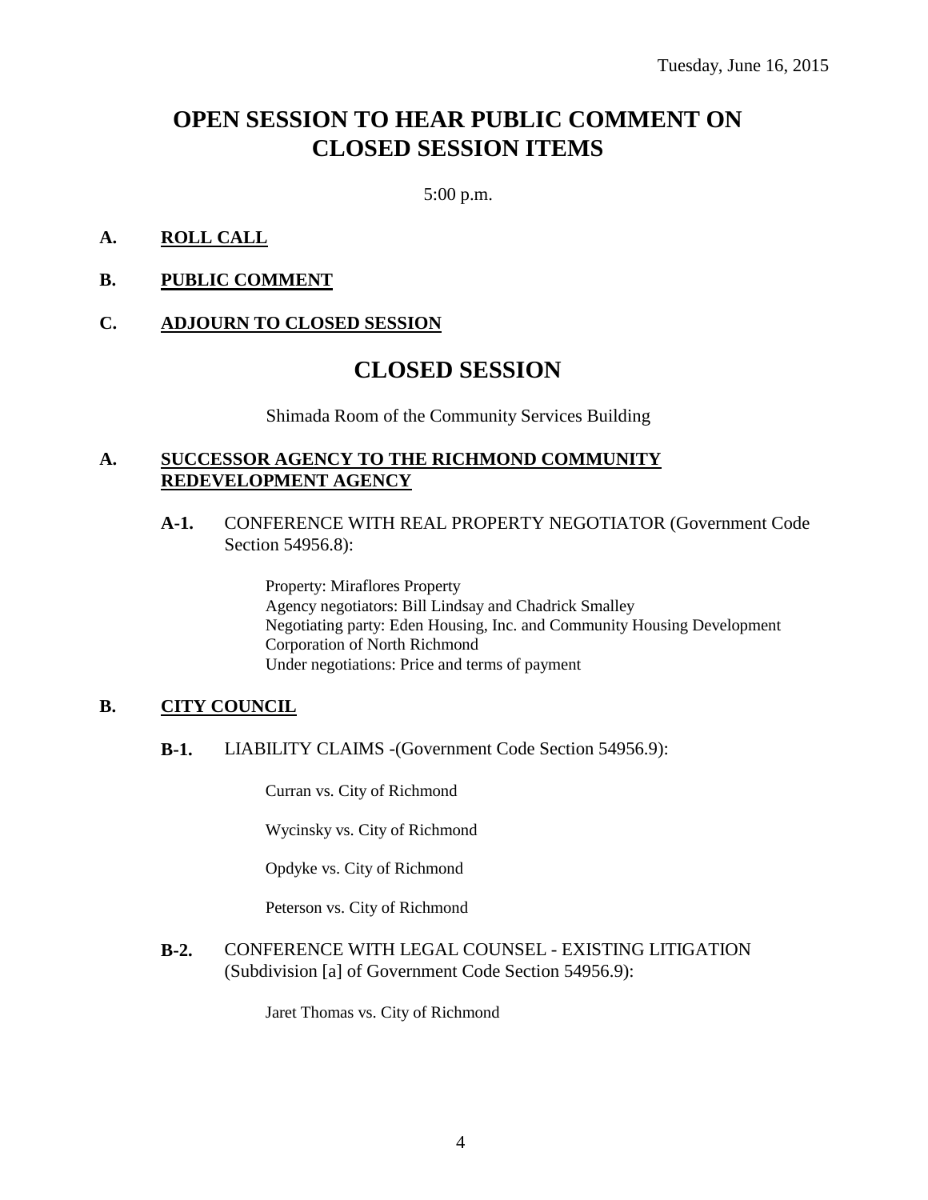Tuesday, June 16, 2015

# OPEN SESSION TO HEAR PUBLIC COMMENT ON CLOSED SESSION ITEMS

5:00 p.m.

**A. ROLL CALL**

**B. PUBLIC COMMENT**

**C. ADJOURN TO CLOSED SESSION**

# CLOSED SESSION

Shimada Room of the Community Services Building

## A. SUCCESSOR AGENCY TO THE RICHMOND COMMUNITY REDEVELOPMENT AGENCY

**A-1.** CONFERENCE WITH REAL PROPERTY NEGOTIATOR (Government Code Section 54956.8):

Property: Miraflores Property
Agency negotiators: Bill Lindsay and Chadrick Smalley
Negotiating party: Eden Housing, Inc. and Community Housing Development Corporation of North Richmond
Under negotiations: Price and terms of payment

## B. CITY COUNCIL

**B-1.** LIABILITY CLAIMS -(Government Code Section 54956.9):

Curran vs. City of Richmond

Wycinsky vs. City of Richmond

Opdyke vs. City of Richmond

Peterson vs. City of Richmond

**B-2.** CONFERENCE WITH LEGAL COUNSEL - EXISTING LITIGATION (Subdivision [a] of Government Code Section 54956.9):

Jaret Thomas vs. City of Richmond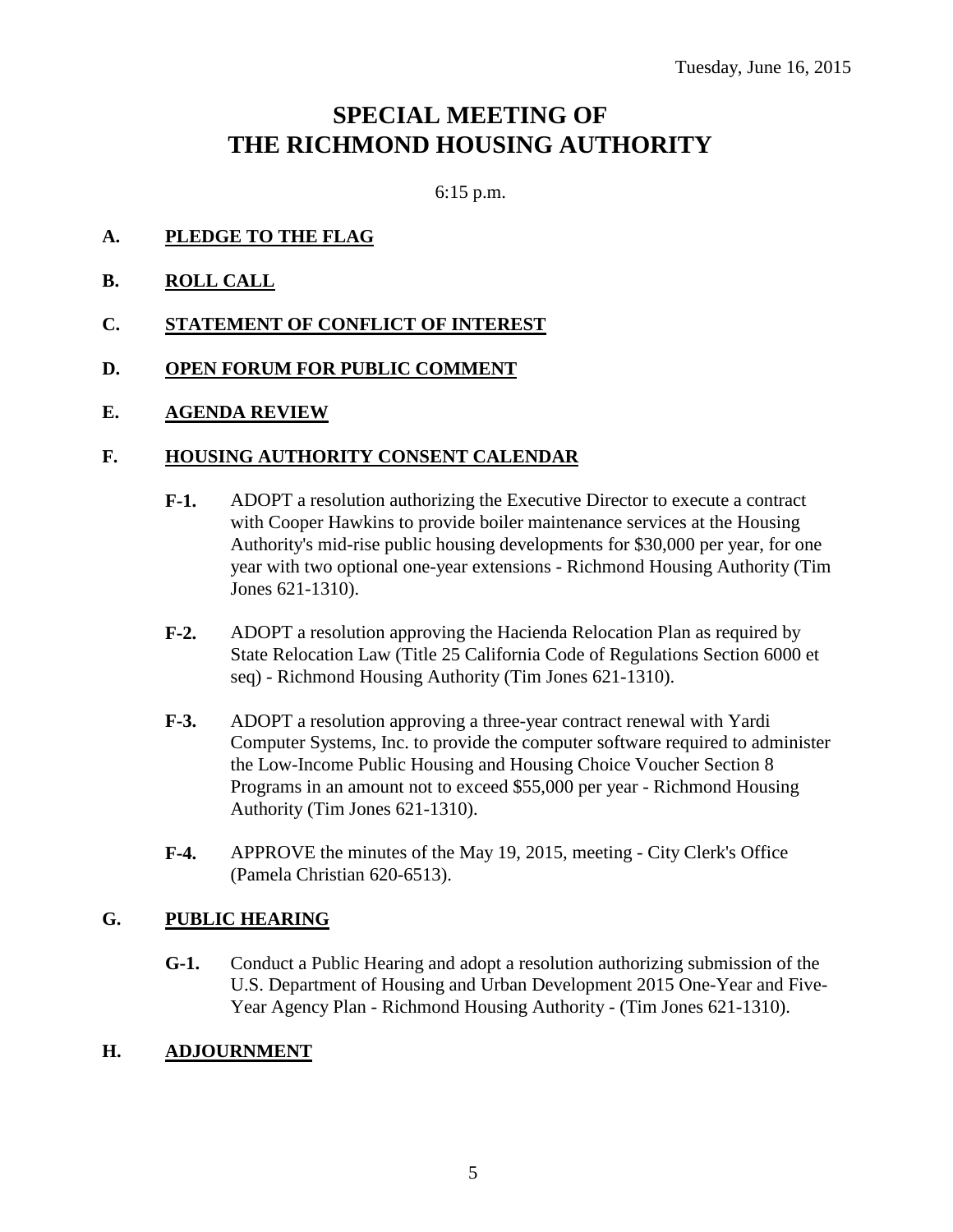Tuesday, June 16, 2015

# SPECIAL MEETING OF THE RICHMOND HOUSING AUTHORITY

6:15 p.m.

**A. PLEDGE TO THE FLAG**

**B. ROLL CALL**

**C. STATEMENT OF CONFLICT OF INTEREST**

**D. OPEN FORUM FOR PUBLIC COMMENT**

**E. AGENDA REVIEW**

**F. HOUSING AUTHORITY CONSENT CALENDAR**

**F-1.** ADOPT a resolution authorizing the Executive Director to execute a contract with Cooper Hawkins to provide boiler maintenance services at the Housing Authority's mid-rise public housing developments for $30,000 per year, for one year with two optional one-year extensions - Richmond Housing Authority (Tim Jones 621-1310).

**F-2.** ADOPT a resolution approving the Hacienda Relocation Plan as required by State Relocation Law (Title 25 California Code of Regulations Section 6000 et seq) - Richmond Housing Authority (Tim Jones 621-1310).

**F-3.** ADOPT a resolution approving a three-year contract renewal with Yardi Computer Systems, Inc. to provide the computer software required to administer the Low-Income Public Housing and Housing Choice Voucher Section 8 Programs in an amount not to exceed $55,000 per year - Richmond Housing Authority (Tim Jones 621-1310).

**F-4.** APPROVE the minutes of the May 19, 2015, meeting - City Clerk's Office (Pamela Christian 620-6513).

**G. PUBLIC HEARING**

**G-1.** Conduct a Public Hearing and adopt a resolution authorizing submission of the U.S. Department of Housing and Urban Development 2015 One-Year and Five-Year Agency Plan - Richmond Housing Authority - (Tim Jones 621-1310).

**H. ADJOURNMENT**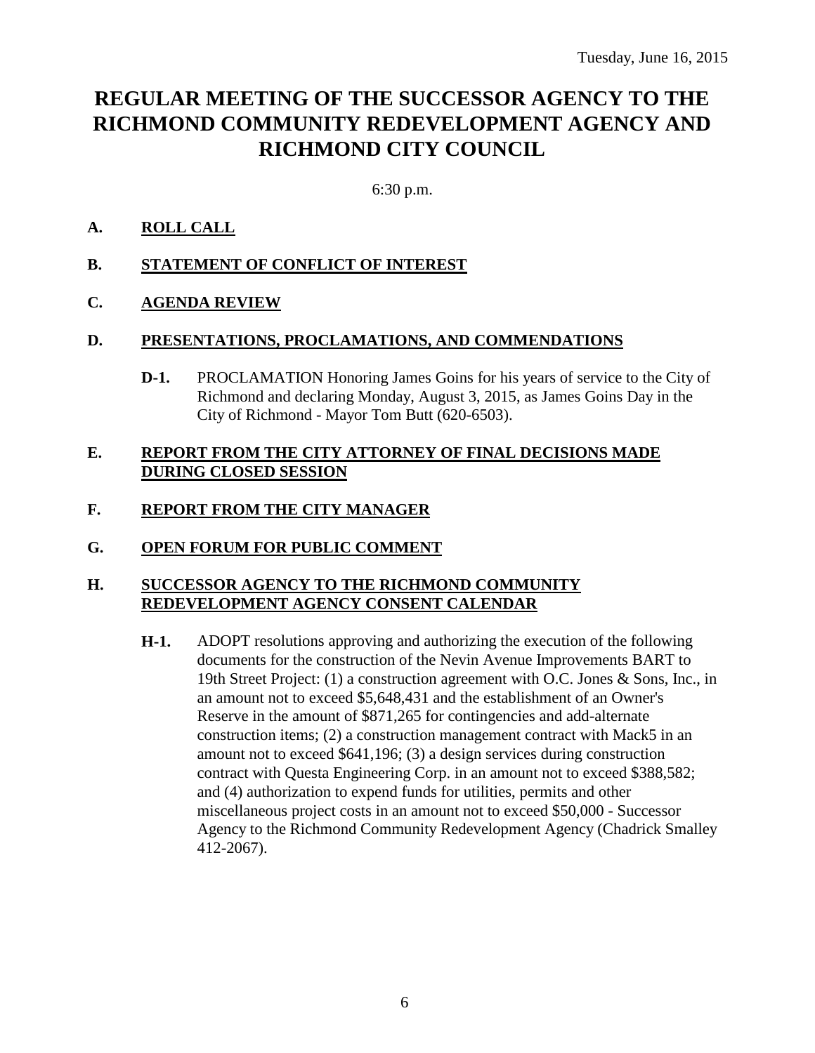Tuesday, June 16, 2015

# REGULAR MEETING OF THE SUCCESSOR AGENCY TO THE RICHMOND COMMUNITY REDEVELOPMENT AGENCY AND RICHMOND CITY COUNCIL

6:30 p.m.

## A. ROLL CALL

## B. STATEMENT OF CONFLICT OF INTEREST

## C. AGENDA REVIEW

## D. PRESENTATIONS, PROCLAMATIONS, AND COMMENDATIONS

**D-1.** PROCLAMATION Honoring James Goins for his years of service to the City of Richmond and declaring Monday, August 3, 2015, as James Goins Day in the City of Richmond - Mayor Tom Butt (620-6503).

## E. REPORT FROM THE CITY ATTORNEY OF FINAL DECISIONS MADE DURING CLOSED SESSION

## F. REPORT FROM THE CITY MANAGER

## G. OPEN FORUM FOR PUBLIC COMMENT

## H. SUCCESSOR AGENCY TO THE RICHMOND COMMUNITY REDEVELOPMENT AGENCY CONSENT CALENDAR

**H-1.** ADOPT resolutions approving and authorizing the execution of the following documents for the construction of the Nevin Avenue Improvements BART to 19th Street Project: (1) a construction agreement with O.C. Jones & Sons, Inc., in an amount not to exceed $5,648,431 and the establishment of an Owner's Reserve in the amount of $871,265 for contingencies and add-alternate construction items; (2) a construction management contract with Mack5 in an amount not to exceed $641,196; (3) a design services during construction contract with Questa Engineering Corp. in an amount not to exceed $388,582; and (4) authorization to expend funds for utilities, permits and other miscellaneous project costs in an amount not to exceed $50,000 - Successor Agency to the Richmond Community Redevelopment Agency (Chadrick Smalley 412-2067).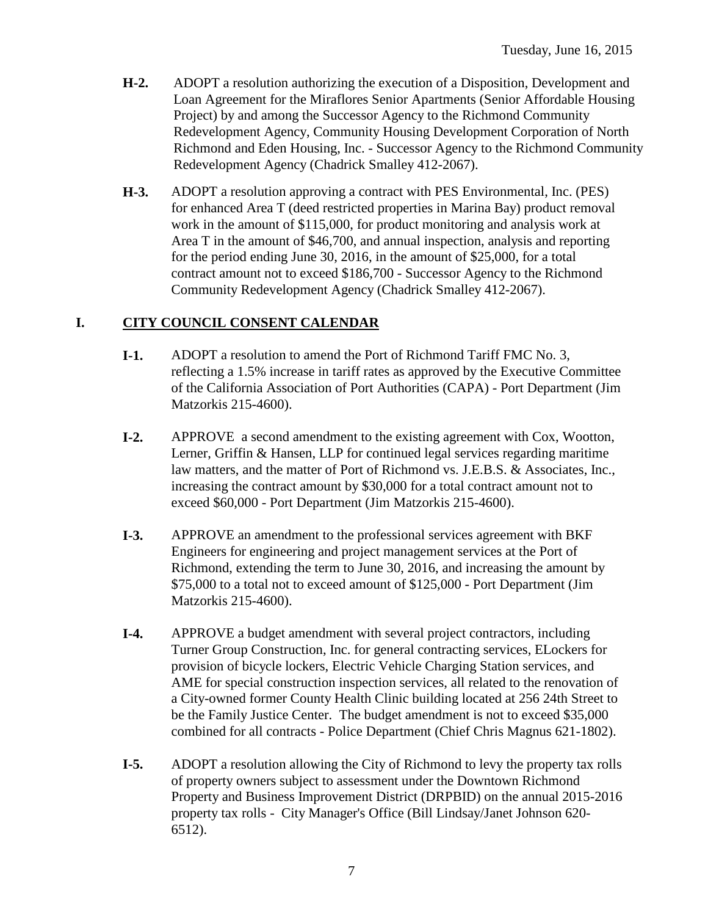**H-2.** ADOPT a resolution authorizing the execution of a Disposition, Development and Loan Agreement for the Miraflores Senior Apartments (Senior Affordable Housing Project) by and among the Successor Agency to the Richmond Community Redevelopment Agency, Community Housing Development Corporation of North Richmond and Eden Housing, Inc. - Successor Agency to the Richmond Community Redevelopment Agency (Chadrick Smalley 412-2067).

**H-3.** ADOPT a resolution approving a contract with PES Environmental, Inc. (PES) for enhanced Area T (deed restricted properties in Marina Bay) product removal work in the amount of $115,000, for product monitoring and analysis work at Area T in the amount of $46,700, and annual inspection, analysis and reporting for the period ending June 30, 2016, in the amount of $25,000, for a total contract amount not to exceed $186,700 - Successor Agency to the Richmond Community Redevelopment Agency (Chadrick Smalley 412-2067).

## I. CITY COUNCIL CONSENT CALENDAR

**I-1.** ADOPT a resolution to amend the Port of Richmond Tariff FMC No. 3, reflecting a 1.5% increase in tariff rates as approved by the Executive Committee of the California Association of Port Authorities (CAPA) - Port Department (Jim Matzorkis 215-4600).

**I-2.** APPROVE a second amendment to the existing agreement with Cox, Wootton, Lerner, Griffin & Hansen, LLP for continued legal services regarding maritime law matters, and the matter of Port of Richmond vs. J.E.B.S. & Associates, Inc., increasing the contract amount by $30,000 for a total contract amount not to exceed $60,000 - Port Department (Jim Matzorkis 215-4600).

**I-3.** APPROVE an amendment to the professional services agreement with BKF Engineers for engineering and project management services at the Port of Richmond, extending the term to June 30, 2016, and increasing the amount by $75,000 to a total not to exceed amount of $125,000 - Port Department (Jim Matzorkis 215-4600).

**I-4.** APPROVE a budget amendment with several project contractors, including Turner Group Construction, Inc. for general contracting services, ELockers for provision of bicycle lockers, Electric Vehicle Charging Station services, and AME for special construction inspection services, all related to the renovation of a City-owned former County Health Clinic building located at 256 24th Street to be the Family Justice Center. The budget amendment is not to exceed $35,000 combined for all contracts - Police Department (Chief Chris Magnus 621-1802).

**I-5.** ADOPT a resolution allowing the City of Richmond to levy the property tax rolls of property owners subject to assessment under the Downtown Richmond Property and Business Improvement District (DRPBID) on the annual 2015-2016 property tax rolls - City Manager's Office (Bill Lindsay/Janet Johnson 620-6512).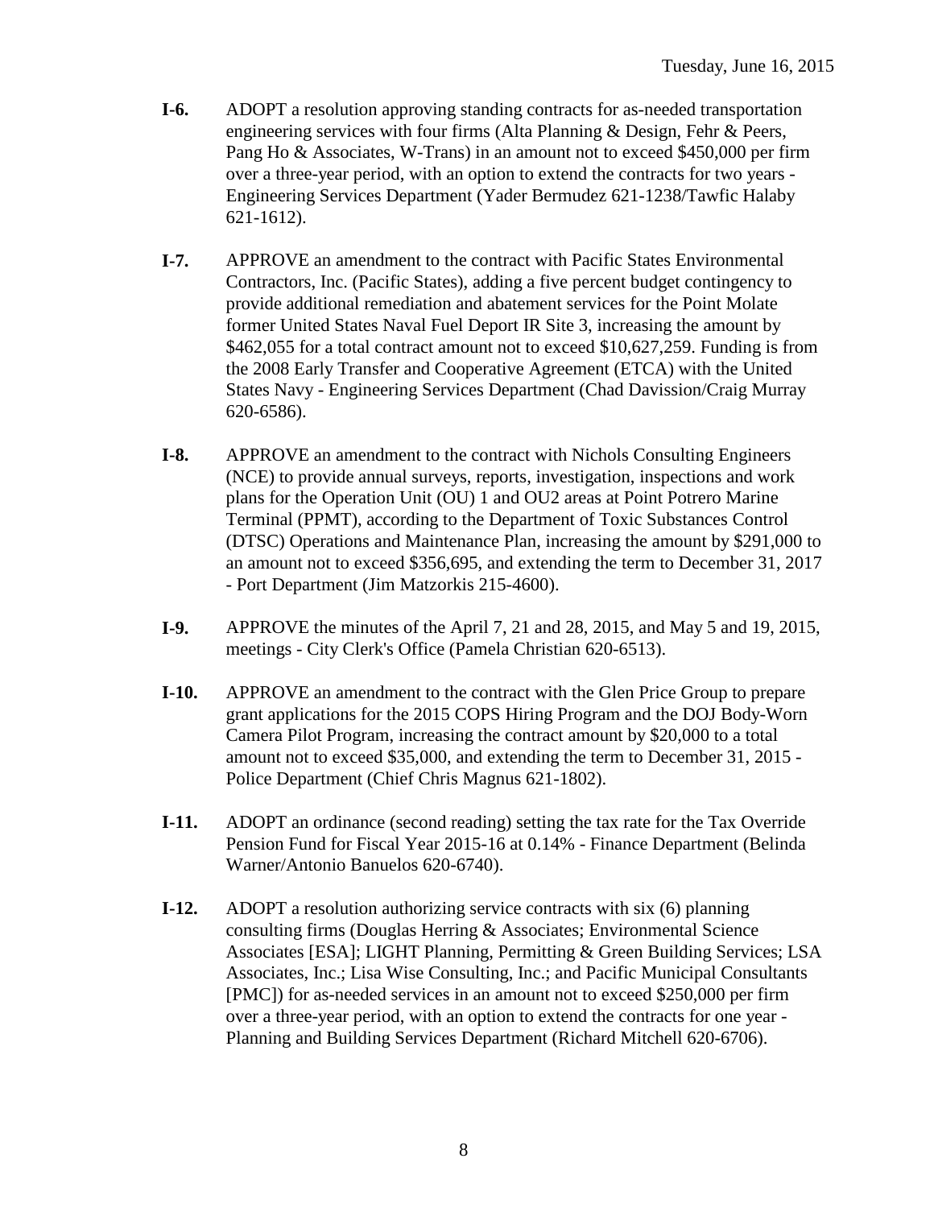**I-6.** ADOPT a resolution approving standing contracts for as-needed transportation engineering services with four firms (Alta Planning & Design, Fehr & Peers, Pang Ho & Associates, W-Trans) in an amount not to exceed $450,000 per firm over a three-year period, with an option to extend the contracts for two years - Engineering Services Department (Yader Bermudez 621-1238/Tawfic Halaby 621-1612).

**I-7.** APPROVE an amendment to the contract with Pacific States Environmental Contractors, Inc. (Pacific States), adding a five percent budget contingency to provide additional remediation and abatement services for the Point Molate former United States Naval Fuel Deport IR Site 3, increasing the amount by $462,055 for a total contract amount not to exceed $10,627,259. Funding is from the 2008 Early Transfer and Cooperative Agreement (ETCA) with the United States Navy - Engineering Services Department (Chad Davission/Craig Murray 620-6586).

**I-8.** APPROVE an amendment to the contract with Nichols Consulting Engineers (NCE) to provide annual surveys, reports, investigation, inspections and work plans for the Operation Unit (OU) 1 and OU2 areas at Point Potrero Marine Terminal (PPMT), according to the Department of Toxic Substances Control (DTSC) Operations and Maintenance Plan, increasing the amount by $291,000 to an amount not to exceed $356,695, and extending the term to December 31, 2017 - Port Department (Jim Matzorkis 215-4600).

**I-9.** APPROVE the minutes of the April 7, 21 and 28, 2015, and May 5 and 19, 2015, meetings - City Clerk's Office (Pamela Christian 620-6513).

**I-10.** APPROVE an amendment to the contract with the Glen Price Group to prepare grant applications for the 2015 COPS Hiring Program and the DOJ Body-Worn Camera Pilot Program, increasing the contract amount by $20,000 to a total amount not to exceed $35,000, and extending the term to December 31, 2015 - Police Department (Chief Chris Magnus 621-1802).

**I-11.** ADOPT an ordinance (second reading) setting the tax rate for the Tax Override Pension Fund for Fiscal Year 2015-16 at 0.14% - Finance Department (Belinda Warner/Antonio Banuelos 620-6740).

**I-12.** ADOPT a resolution authorizing service contracts with six (6) planning consulting firms (Douglas Herring & Associates; Environmental Science Associates [ESA]; LIGHT Planning, Permitting & Green Building Services; LSA Associates, Inc.; Lisa Wise Consulting, Inc.; and Pacific Municipal Consultants [PMC]) for as-needed services in an amount not to exceed $250,000 per firm over a three-year period, with an option to extend the contracts for one year - Planning and Building Services Department (Richard Mitchell 620-6706).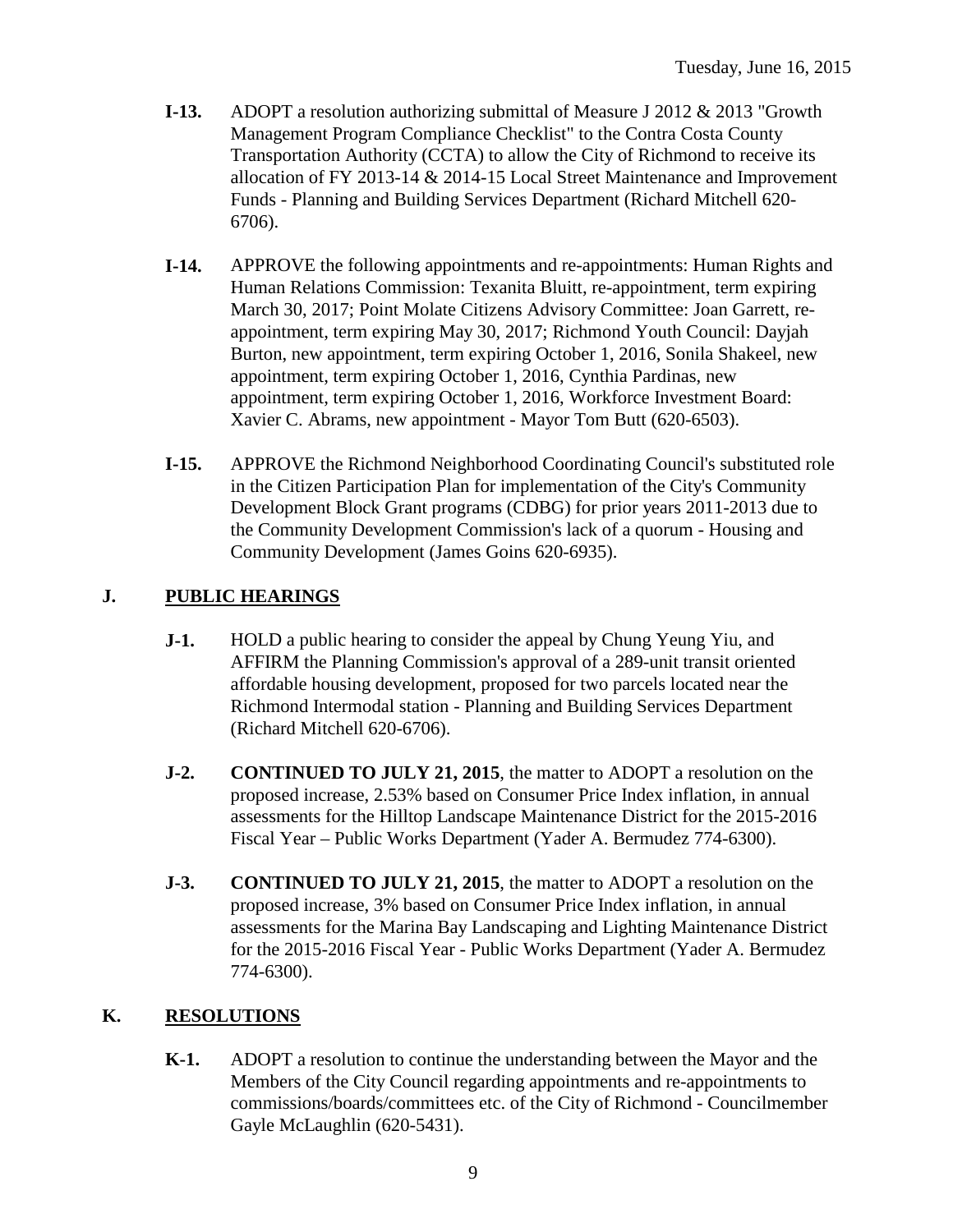- **I-13.** ADOPT a resolution authorizing submittal of Measure J 2012 & 2013 "Growth Management Program Compliance Checklist" to the Contra Costa County Transportation Authority (CCTA) to allow the City of Richmond to receive its allocation of FY 2013-14 & 2014-15 Local Street Maintenance and Improvement Funds - Planning and Building Services Department (Richard Mitchell 620-6706).

- **I-14.** APPROVE the following appointments and re-appointments: Human Rights and Human Relations Commission: Texanita Bluitt, re-appointment, term expiring March 30, 2017; Point Molate Citizens Advisory Committee: Joan Garrett, re-appointment, term expiring May 30, 2017; Richmond Youth Council: Dayjah Burton, new appointment, term expiring October 1, 2016, Sonila Shakeel, new appointment, term expiring October 1, 2016, Cynthia Pardinas, new appointment, term expiring October 1, 2016, Workforce Investment Board: Xavier C. Abrams, new appointment - Mayor Tom Butt (620-6503).

- **I-15.** APPROVE the Richmond Neighborhood Coordinating Council's substituted role in the Citizen Participation Plan for implementation of the City's Community Development Block Grant programs (CDBG) for prior years 2011-2013 due to the Community Development Commission's lack of a quorum - Housing and Community Development (James Goins 620-6935).

## J. <u>PUBLIC HEARINGS</u>

- **J-1.** HOLD a public hearing to consider the appeal by Chung Yeung Yiu, and AFFIRM the Planning Commission's approval of a 289-unit transit oriented affordable housing development, proposed for two parcels located near the Richmond Intermodal station - Planning and Building Services Department (Richard Mitchell 620-6706).

- **J-2.** **CONTINUED TO JULY 21, 2015**, the matter to ADOPT a resolution on the proposed increase, 2.53% based on Consumer Price Index inflation, in annual assessments for the Hilltop Landscape Maintenance District for the 2015-2016 Fiscal Year – Public Works Department (Yader A. Bermudez 774-6300).

- **J-3.** **CONTINUED TO JULY 21, 2015**, the matter to ADOPT a resolution on the proposed increase, 3% based on Consumer Price Index inflation, in annual assessments for the Marina Bay Landscaping and Lighting Maintenance District for the 2015-2016 Fiscal Year - Public Works Department (Yader A. Bermudez 774-6300).

## K. <u>RESOLUTIONS</u>

- **K-1.** ADOPT a resolution to continue the understanding between the Mayor and the Members of the City Council regarding appointments and re-appointments to commissions/boards/committees etc. of the City of Richmond - Councilmember Gayle McLaughlin (620-5431).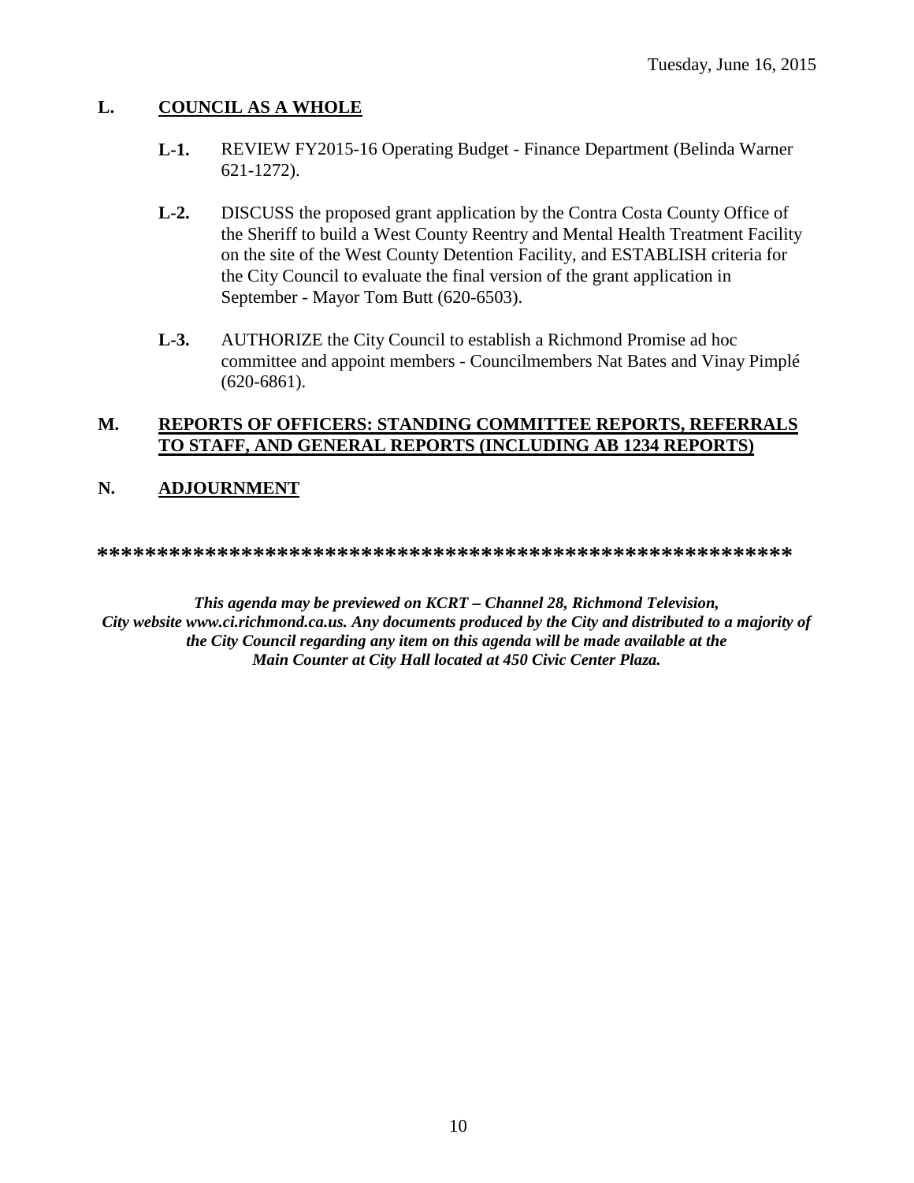Tuesday, June 16, 2015

## L. COUNCIL AS A WHOLE

**L-1.** REVIEW FY2015-16 Operating Budget - Finance Department (Belinda Warner 621-1272).

**L-2.** DISCUSS the proposed grant application by the Contra Costa County Office of the Sheriff to build a West County Reentry and Mental Health Treatment Facility on the site of the West County Detention Facility, and ESTABLISH criteria for the City Council to evaluate the final version of the grant application in September - Mayor Tom Butt (620-6503).

**L-3.** AUTHORIZE the City Council to establish a Richmond Promise ad hoc committee and appoint members - Councilmembers Nat Bates and Vinay Pimplé (620-6861).

## M. REPORTS OF OFFICERS: STANDING COMMITTEE REPORTS, REFERRALS TO STAFF, AND GENERAL REPORTS (INCLUDING AB 1234 REPORTS)

## N. ADJOURNMENT

**********************************************************

***This agenda may be previewed on KCRT – Channel 28, Richmond Television, City website www.ci.richmond.ca.us. Any documents produced by the City and distributed to a majority of the City Council regarding any item on this agenda will be made available at the Main Counter at City Hall located at 450 Civic Center Plaza.***